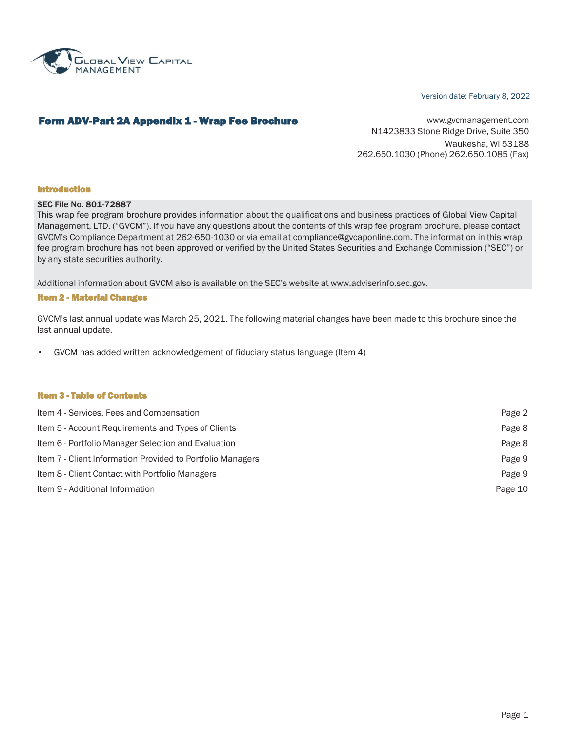Global View Capital Management

Version date: February 8, 2022

# Form ADV-Part 2A Appendix 1 - Wrap Fee Brochure

www.gvcmanagement.com
N1423833 Stone Ridge Drive, Suite 350
Waukesha, WI 53188
262.650.1030 (Phone) 262.650.1085 (Fax)

## Introduction

**SEC File No. 801-72887**
This wrap fee program brochure provides information about the qualifications and business practices of Global View Capital Management, LTD. ("GVCM"). If you have any questions about the contents of this wrap fee program brochure, please contact GVCM's Compliance Department at 262-650-1030 or via email at compliance@gvcaponline.com. The information in this wrap fee program brochure has not been approved or verified by the United States Securities and Exchange Commission ("SEC") or by any state securities authority.

Additional information about GVCM also is available on the SEC's website at www.adviserinfo.sec.gov.

## Item 2 - Material Changes

GVCM's last annual update was March 25, 2021. The following material changes have been made to this brochure since the last annual update.

- GVCM has added written acknowledgement of fiduciary status language (Item 4)

## Item 3 - Table of Contents

| | |
|---|---|
| Item 4 - Services, Fees and Compensation | Page 2 |
| Item 5 - Account Requirements and Types of Clients | Page 8 |
| Item 6 - Portfolio Manager Selection and Evaluation | Page 8 |
| Item 7 - Client Information Provided to Portfolio Managers | Page 9 |
| Item 8 - Client Contact with Portfolio Managers | Page 9 |
| Item 9 - Additional Information | Page 10 |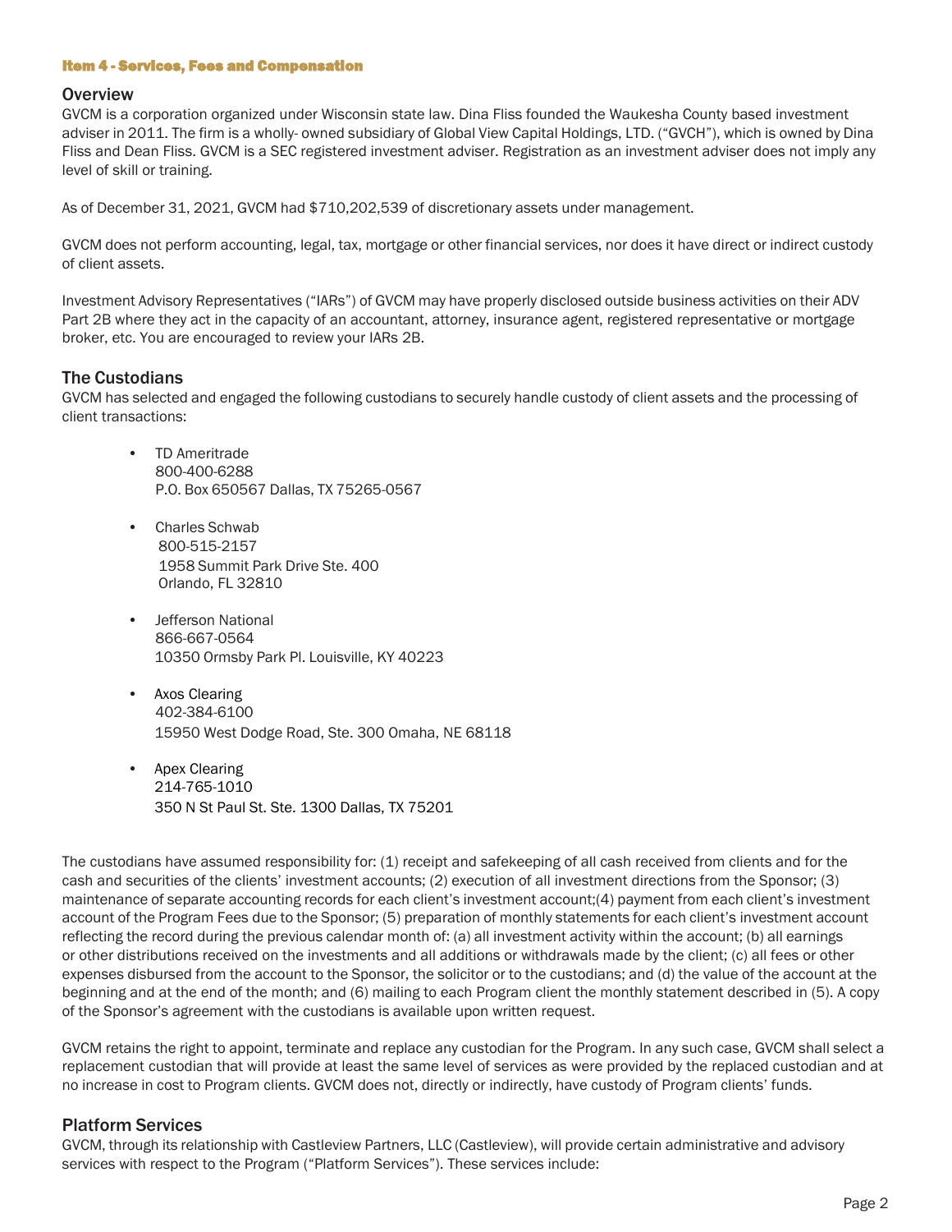## Item 4 - Services, Fees and Compensation

### Overview

GVCM is a corporation organized under Wisconsin state law. Dina Fliss founded the Waukesha County based investment adviser in 2011. The firm is a wholly- owned subsidiary of Global View Capital Holdings, LTD. ("GVCH"), which is owned by Dina Fliss and Dean Fliss. GVCM is a SEC registered investment adviser. Registration as an investment adviser does not imply any level of skill or training.

As of December 31, 2021, GVCM had $710,202,539 of discretionary assets under management.

GVCM does not perform accounting, legal, tax, mortgage or other financial services, nor does it have direct or indirect custody of client assets.

Investment Advisory Representatives ("IARs") of GVCM may have properly disclosed outside business activities on their ADV Part 2B where they act in the capacity of an accountant, attorney, insurance agent, registered representative or mortgage broker, etc. You are encouraged to review your IARs 2B.

### The Custodians

GVCM has selected and engaged the following custodians to securely handle custody of client assets and the processing of client transactions:

- TD Ameritrade
  800-400-6288
  P.O. Box 650567 Dallas, TX 75265-0567

- Charles Schwab
  800-515-2157
  1958 Summit Park Drive Ste. 400
  Orlando, FL 32810

- Jefferson National
  866-667-0564
  10350 Ormsby Park Pl. Louisville, KY 40223

- Axos Clearing
  402-384-6100
  15950 West Dodge Road, Ste. 300 Omaha, NE 68118

- Apex Clearing
  214-765-1010
  350 N St Paul St. Ste. 1300 Dallas, TX 75201

The custodians have assumed responsibility for: (1) receipt and safekeeping of all cash received from clients and for the cash and securities of the clients' investment accounts; (2) execution of all investment directions from the Sponsor; (3) maintenance of separate accounting records for each client's investment account;(4) payment from each client's investment account of the Program Fees due to the Sponsor; (5) preparation of monthly statements for each client's investment account reflecting the record during the previous calendar month of: (a) all investment activity within the account; (b) all earnings or other distributions received on the investments and all additions or withdrawals made by the client; (c) all fees or other expenses disbursed from the account to the Sponsor, the solicitor or to the custodians; and (d) the value of the account at the beginning and at the end of the month; and (6) mailing to each Program client the monthly statement described in (5). A copy of the Sponsor's agreement with the custodians is available upon written request.

GVCM retains the right to appoint, terminate and replace any custodian for the Program. In any such case, GVCM shall select a replacement custodian that will provide at least the same level of services as were provided by the replaced custodian and at no increase in cost to Program clients. GVCM does not, directly or indirectly, have custody of Program clients' funds.

### Platform Services

GVCM, through its relationship with Castleview Partners, LLC (Castleview), will provide certain administrative and advisory services with respect to the Program ("Platform Services"). These services include: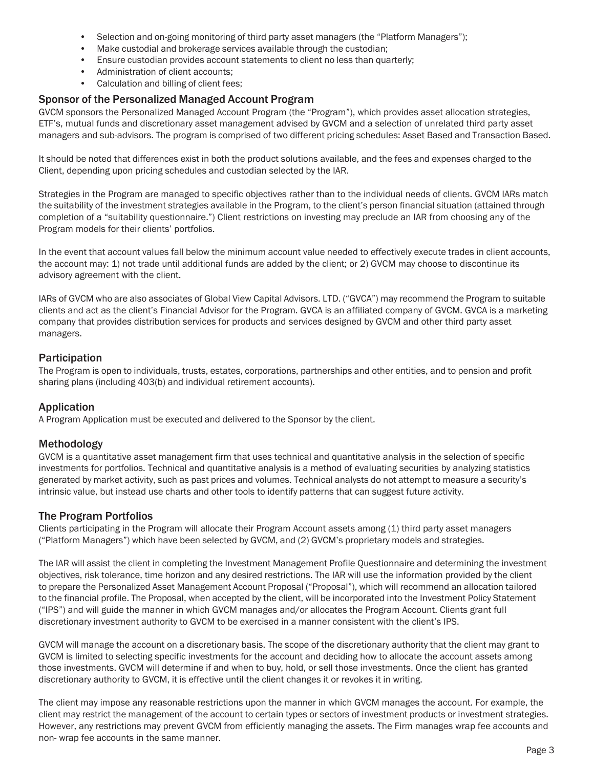- Selection and on-going monitoring of third party asset managers (the "Platform Managers");
- Make custodial and brokerage services available through the custodian;
- Ensure custodian provides account statements to client no less than quarterly;
- Administration of client accounts;
- Calculation and billing of client fees;

## Sponsor of the Personalized Managed Account Program

GVCM sponsors the Personalized Managed Account Program (the "Program"), which provides asset allocation strategies, ETF's, mutual funds and discretionary asset management advised by GVCM and a selection of unrelated third party asset managers and sub-advisors. The program is comprised of two different pricing schedules: Asset Based and Transaction Based.

It should be noted that differences exist in both the product solutions available, and the fees and expenses charged to the Client, depending upon pricing schedules and custodian selected by the IAR.

Strategies in the Program are managed to specific objectives rather than to the individual needs of clients. GVCM IARs match the suitability of the investment strategies available in the Program, to the client's person financial situation (attained through completion of a "suitability questionnaire.") Client restrictions on investing may preclude an IAR from choosing any of the Program models for their clients' portfolios.

In the event that account values fall below the minimum account value needed to effectively execute trades in client accounts, the account may: 1) not trade until additional funds are added by the client; or 2) GVCM may choose to discontinue its advisory agreement with the client.

IARs of GVCM who are also associates of Global View Capital Advisors. LTD. ("GVCA") may recommend the Program to suitable clients and act as the client's Financial Advisor for the Program. GVCA is an affiliated company of GVCM. GVCA is a marketing company that provides distribution services for products and services designed by GVCM and other third party asset managers.

## Participation

The Program is open to individuals, trusts, estates, corporations, partnerships and other entities, and to pension and profit sharing plans (including 403(b) and individual retirement accounts).

## Application

A Program Application must be executed and delivered to the Sponsor by the client.

## Methodology

GVCM is a quantitative asset management firm that uses technical and quantitative analysis in the selection of specific investments for portfolios. Technical and quantitative analysis is a method of evaluating securities by analyzing statistics generated by market activity, such as past prices and volumes. Technical analysts do not attempt to measure a security's intrinsic value, but instead use charts and other tools to identify patterns that can suggest future activity.

## The Program Portfolios

Clients participating in the Program will allocate their Program Account assets among (1) third party asset managers ("Platform Managers") which have been selected by GVCM, and (2) GVCM's proprietary models and strategies.

The IAR will assist the client in completing the Investment Management Profile Questionnaire and determining the investment objectives, risk tolerance, time horizon and any desired restrictions. The IAR will use the information provided by the client to prepare the Personalized Asset Management Account Proposal ("Proposal"), which will recommend an allocation tailored to the financial profile. The Proposal, when accepted by the client, will be incorporated into the Investment Policy Statement ("IPS") and will guide the manner in which GVCM manages and/or allocates the Program Account. Clients grant full discretionary investment authority to GVCM to be exercised in a manner consistent with the client's IPS.

GVCM will manage the account on a discretionary basis. The scope of the discretionary authority that the client may grant to GVCM is limited to selecting specific investments for the account and deciding how to allocate the account assets among those investments. GVCM will determine if and when to buy, hold, or sell those investments. Once the client has granted discretionary authority to GVCM, it is effective until the client changes it or revokes it in writing.

The client may impose any reasonable restrictions upon the manner in which GVCM manages the account. For example, the client may restrict the management of the account to certain types or sectors of investment products or investment strategies. However, any restrictions may prevent GVCM from efficiently managing the assets. The Firm manages wrap fee accounts and non- wrap fee accounts in the same manner.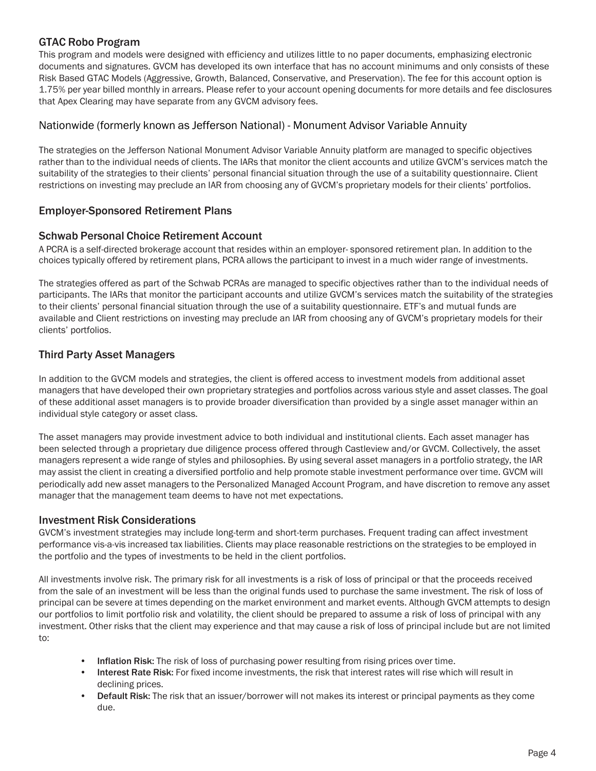## GTAC Robo Program

This program and models were designed with efficiency and utilizes little to no paper documents, emphasizing electronic documents and signatures. GVCM has developed its own interface that has no account minimums and only consists of these Risk Based GTAC Models (Aggressive, Growth, Balanced, Conservative, and Preservation). The fee for this account option is 1.75% per year billed monthly in arrears. Please refer to your account opening documents for more details and fee disclosures that Apex Clearing may have separate from any GVCM advisory fees.

## Nationwide (formerly known as Jefferson National) - Monument Advisor Variable Annuity

The strategies on the Jefferson National Monument Advisor Variable Annuity platform are managed to specific objectives rather than to the individual needs of clients. The IARs that monitor the client accounts and utilize GVCM's services match the suitability of the strategies to their clients' personal financial situation through the use of a suitability questionnaire. Client restrictions on investing may preclude an IAR from choosing any of GVCM's proprietary models for their clients' portfolios.

## Employer-Sponsored Retirement Plans

### Schwab Personal Choice Retirement Account

A PCRA is a self-directed brokerage account that resides within an employer- sponsored retirement plan. In addition to the choices typically offered by retirement plans, PCRA allows the participant to invest in a much wider range of investments.

The strategies offered as part of the Schwab PCRAs are managed to specific objectives rather than to the individual needs of participants. The IARs that monitor the participant accounts and utilize GVCM's services match the suitability of the strategies to their clients' personal financial situation through the use of a suitability questionnaire. ETF's and mutual funds are available and Client restrictions on investing may preclude an IAR from choosing any of GVCM's proprietary models for their clients' portfolios.

## Third Party Asset Managers

In addition to the GVCM models and strategies, the client is offered access to investment models from additional asset managers that have developed their own proprietary strategies and portfolios across various style and asset classes. The goal of these additional asset managers is to provide broader diversification than provided by a single asset manager within an individual style category or asset class.

The asset managers may provide investment advice to both individual and institutional clients. Each asset manager has been selected through a proprietary due diligence process offered through Castleview and/or GVCM. Collectively, the asset managers represent a wide range of styles and philosophies. By using several asset managers in a portfolio strategy, the IAR may assist the client in creating a diversified portfolio and help promote stable investment performance over time. GVCM will periodically add new asset managers to the Personalized Managed Account Program, and have discretion to remove any asset manager that the management team deems to have not met expectations.

## Investment Risk Considerations

GVCM's investment strategies may include long-term and short-term purchases. Frequent trading can affect investment performance vis-a-vis increased tax liabilities. Clients may place reasonable restrictions on the strategies to be employed in the portfolio and the types of investments to be held in the client portfolios.

All investments involve risk. The primary risk for all investments is a risk of loss of principal or that the proceeds received from the sale of an investment will be less than the original funds used to purchase the same investment. The risk of loss of principal can be severe at times depending on the market environment and market events. Although GVCM attempts to design our portfolios to limit portfolio risk and volatility, the client should be prepared to assume a risk of loss of principal with any investment. Other risks that the client may experience and that may cause a risk of loss of principal include but are not limited to:

- **Inflation Risk:** The risk of loss of purchasing power resulting from rising prices over time.
- **Interest Rate Risk:** For fixed income investments, the risk that interest rates will rise which will result in declining prices.
- **Default Risk:** The risk that an issuer/borrower will not makes its interest or principal payments as they come due.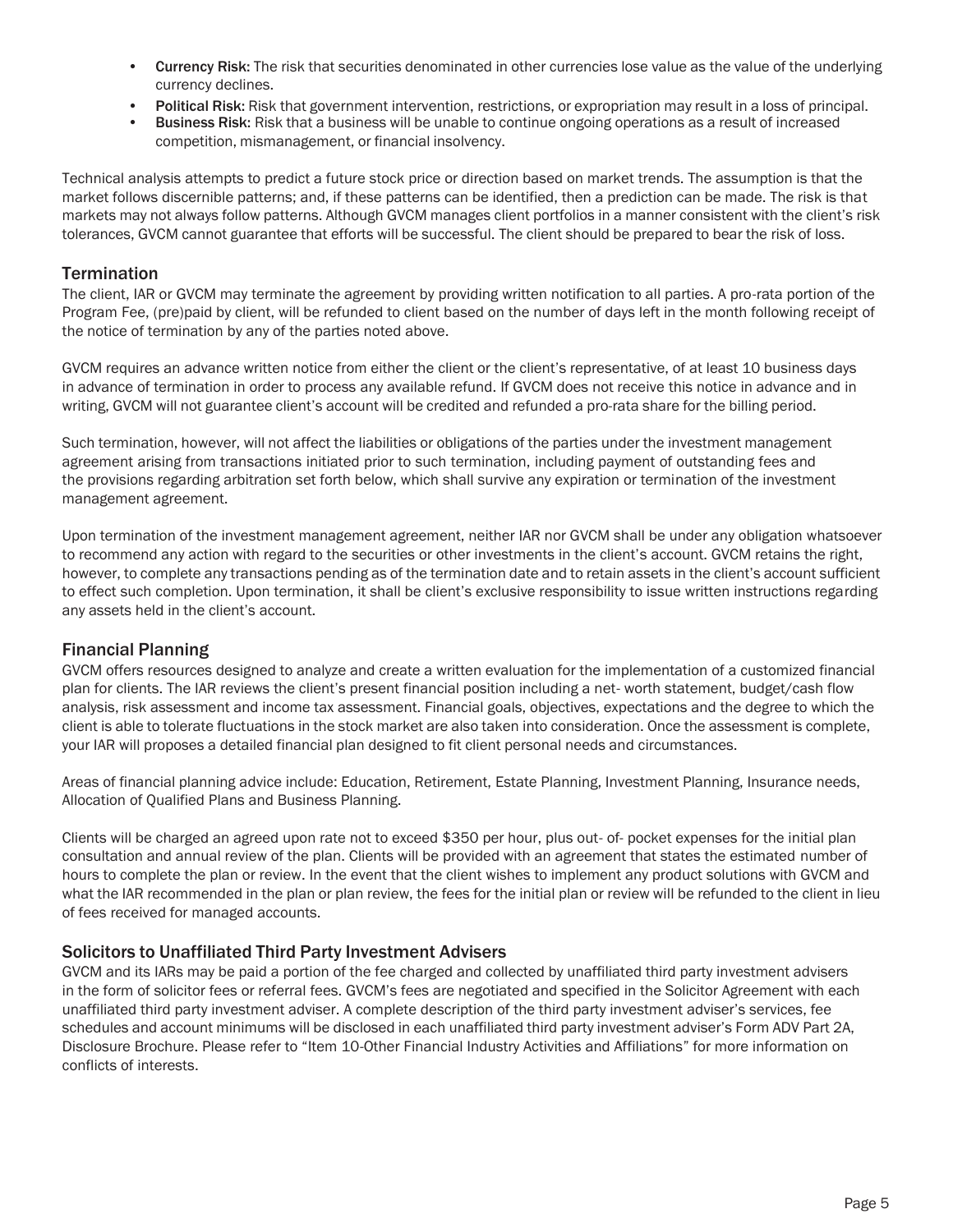- **Currency Risk:** The risk that securities denominated in other currencies lose value as the value of the underlying currency declines.
- **Political Risk:** Risk that government intervention, restrictions, or expropriation may result in a loss of principal.
- **Business Risk:** Risk that a business will be unable to continue ongoing operations as a result of increased competition, mismanagement, or financial insolvency.

Technical analysis attempts to predict a future stock price or direction based on market trends. The assumption is that the market follows discernible patterns; and, if these patterns can be identified, then a prediction can be made. The risk is that markets may not always follow patterns. Although GVCM manages client portfolios in a manner consistent with the client's risk tolerances, GVCM cannot guarantee that efforts will be successful. The client should be prepared to bear the risk of loss.

## Termination

The client, IAR or GVCM may terminate the agreement by providing written notification to all parties. A pro-rata portion of the Program Fee, (pre)paid by client, will be refunded to client based on the number of days left in the month following receipt of the notice of termination by any of the parties noted above.

GVCM requires an advance written notice from either the client or the client's representative, of at least 10 business days in advance of termination in order to process any available refund. If GVCM does not receive this notice in advance and in writing, GVCM will not guarantee client's account will be credited and refunded a pro-rata share for the billing period.

Such termination, however, will not affect the liabilities or obligations of the parties under the investment management agreement arising from transactions initiated prior to such termination, including payment of outstanding fees and the provisions regarding arbitration set forth below, which shall survive any expiration or termination of the investment management agreement.

Upon termination of the investment management agreement, neither IAR nor GVCM shall be under any obligation whatsoever to recommend any action with regard to the securities or other investments in the client's account. GVCM retains the right, however, to complete any transactions pending as of the termination date and to retain assets in the client's account sufficient to effect such completion. Upon termination, it shall be client's exclusive responsibility to issue written instructions regarding any assets held in the client's account.

## Financial Planning

GVCM offers resources designed to analyze and create a written evaluation for the implementation of a customized financial plan for clients. The IAR reviews the client's present financial position including a net- worth statement, budget/cash flow analysis, risk assessment and income tax assessment. Financial goals, objectives, expectations and the degree to which the client is able to tolerate fluctuations in the stock market are also taken into consideration. Once the assessment is complete, your IAR will proposes a detailed financial plan designed to fit client personal needs and circumstances.

Areas of financial planning advice include: Education, Retirement, Estate Planning, Investment Planning, Insurance needs, Allocation of Qualified Plans and Business Planning.

Clients will be charged an agreed upon rate not to exceed $350 per hour, plus out- of- pocket expenses for the initial plan consultation and annual review of the plan. Clients will be provided with an agreement that states the estimated number of hours to complete the plan or review. In the event that the client wishes to implement any product solutions with GVCM and what the IAR recommended in the plan or plan review, the fees for the initial plan or review will be refunded to the client in lieu of fees received for managed accounts.

## Solicitors to Unaffiliated Third Party Investment Advisers

GVCM and its IARs may be paid a portion of the fee charged and collected by unaffiliated third party investment advisers in the form of solicitor fees or referral fees. GVCM's fees are negotiated and specified in the Solicitor Agreement with each unaffiliated third party investment adviser. A complete description of the third party investment adviser's services, fee schedules and account minimums will be disclosed in each unaffiliated third party investment adviser's Form ADV Part 2A, Disclosure Brochure. Please refer to "Item 10-Other Financial Industry Activities and Affiliations" for more information on conflicts of interests.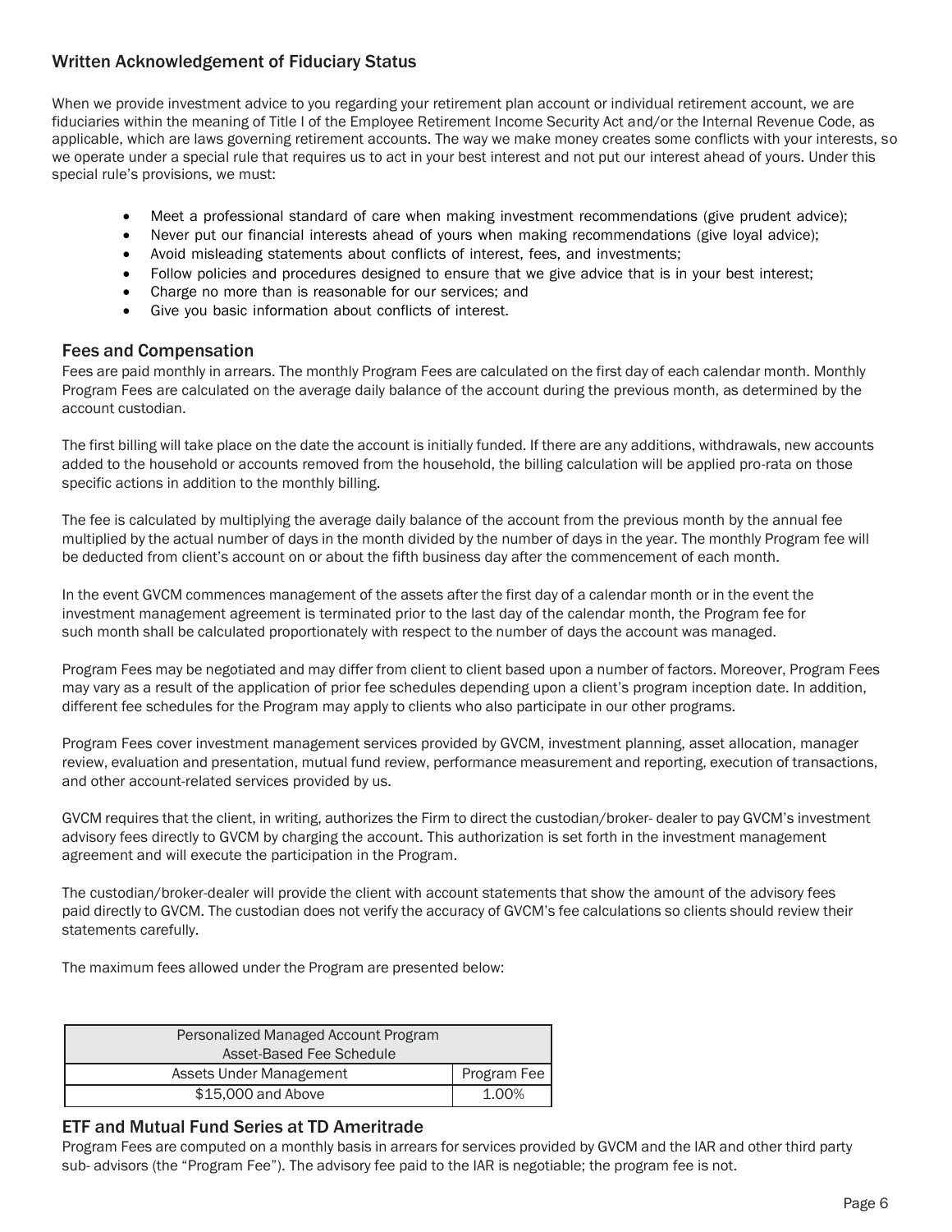## Written Acknowledgement of Fiduciary Status

When we provide investment advice to you regarding your retirement plan account or individual retirement account, we are fiduciaries within the meaning of Title I of the Employee Retirement Income Security Act and/or the Internal Revenue Code, as applicable, which are laws governing retirement accounts. The way we make money creates some conflicts with your interests, so we operate under a special rule that requires us to act in your best interest and not put our interest ahead of yours. Under this special rule's provisions, we must:

- Meet a professional standard of care when making investment recommendations (give prudent advice);
- Never put our financial interests ahead of yours when making recommendations (give loyal advice);
- Avoid misleading statements about conflicts of interest, fees, and investments;
- Follow policies and procedures designed to ensure that we give advice that is in your best interest;
- Charge no more than is reasonable for our services; and
- Give you basic information about conflicts of interest.

## Fees and Compensation

Fees are paid monthly in arrears. The monthly Program Fees are calculated on the first day of each calendar month. Monthly Program Fees are calculated on the average daily balance of the account during the previous month, as determined by the account custodian.

The first billing will take place on the date the account is initially funded. If there are any additions, withdrawals, new accounts added to the household or accounts removed from the household, the billing calculation will be applied pro-rata on those specific actions in addition to the monthly billing.

The fee is calculated by multiplying the average daily balance of the account from the previous month by the annual fee multiplied by the actual number of days in the month divided by the number of days in the year. The monthly Program fee will be deducted from client's account on or about the fifth business day after the commencement of each month.

In the event GVCM commences management of the assets after the first day of a calendar month or in the event the investment management agreement is terminated prior to the last day of the calendar month, the Program fee for such month shall be calculated proportionately with respect to the number of days the account was managed.

Program Fees may be negotiated and may differ from client to client based upon a number of factors. Moreover, Program Fees may vary as a result of the application of prior fee schedules depending upon a client's program inception date. In addition, different fee schedules for the Program may apply to clients who also participate in our other programs.

Program Fees cover investment management services provided by GVCM, investment planning, asset allocation, manager review, evaluation and presentation, mutual fund review, performance measurement and reporting, execution of transactions, and other account-related services provided by us.

GVCM requires that the client, in writing, authorizes the Firm to direct the custodian/broker- dealer to pay GVCM's investment advisory fees directly to GVCM by charging the account. This authorization is set forth in the investment management agreement and will execute the participation in the Program.

The custodian/broker-dealer will provide the client with account statements that show the amount of the advisory fees paid directly to GVCM. The custodian does not verify the accuracy of GVCM's fee calculations so clients should review their statements carefully.

The maximum fees allowed under the Program are presented below:

| Personalized Managed Account Program Asset-Based Fee Schedule | |
|---|---|
| Assets Under Management | Program Fee |
| $15,000 and Above | 1.00% |

## ETF and Mutual Fund Series at TD Ameritrade

Program Fees are computed on a monthly basis in arrears for services provided by GVCM and the IAR and other third party sub- advisors (the "Program Fee"). The advisory fee paid to the IAR is negotiable; the program fee is not.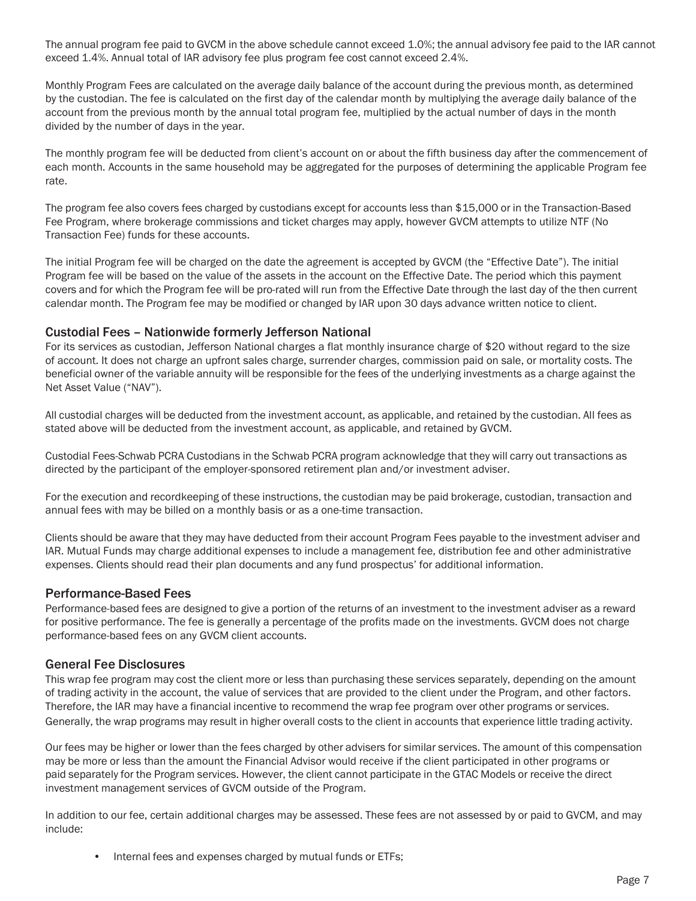The annual program fee paid to GVCM in the above schedule cannot exceed 1.0%; the annual advisory fee paid to the IAR cannot exceed 1.4%. Annual total of IAR advisory fee plus program fee cost cannot exceed 2.4%.

Monthly Program Fees are calculated on the average daily balance of the account during the previous month, as determined by the custodian. The fee is calculated on the first day of the calendar month by multiplying the average daily balance of the account from the previous month by the annual total program fee, multiplied by the actual number of days in the month divided by the number of days in the year.

The monthly program fee will be deducted from client's account on or about the fifth business day after the commencement of each month. Accounts in the same household may be aggregated for the purposes of determining the applicable Program fee rate.

The program fee also covers fees charged by custodians except for accounts less than $15,000 or in the Transaction-Based Fee Program, where brokerage commissions and ticket charges may apply, however GVCM attempts to utilize NTF (No Transaction Fee) funds for these accounts.

The initial Program fee will be charged on the date the agreement is accepted by GVCM (the "Effective Date"). The initial Program fee will be based on the value of the assets in the account on the Effective Date. The period which this payment covers and for which the Program fee will be pro-rated will run from the Effective Date through the last day of the then current calendar month. The Program fee may be modified or changed by IAR upon 30 days advance written notice to client.

## Custodial Fees – Nationwide formerly Jefferson National

For its services as custodian, Jefferson National charges a flat monthly insurance charge of $20 without regard to the size of account. It does not charge an upfront sales charge, surrender charges, commission paid on sale, or mortality costs. The beneficial owner of the variable annuity will be responsible for the fees of the underlying investments as a charge against the Net Asset Value ("NAV").

All custodial charges will be deducted from the investment account, as applicable, and retained by the custodian. All fees as stated above will be deducted from the investment account, as applicable, and retained by GVCM.

Custodial Fees-Schwab PCRA Custodians in the Schwab PCRA program acknowledge that they will carry out transactions as directed by the participant of the employer-sponsored retirement plan and/or investment adviser.

For the execution and recordkeeping of these instructions, the custodian may be paid brokerage, custodian, transaction and annual fees with may be billed on a monthly basis or as a one-time transaction.

Clients should be aware that they may have deducted from their account Program Fees payable to the investment adviser and IAR. Mutual Funds may charge additional expenses to include a management fee, distribution fee and other administrative expenses. Clients should read their plan documents and any fund prospectus' for additional information.

## Performance-Based Fees

Performance-based fees are designed to give a portion of the returns of an investment to the investment adviser as a reward for positive performance. The fee is generally a percentage of the profits made on the investments. GVCM does not charge performance-based fees on any GVCM client accounts.

## General Fee Disclosures

This wrap fee program may cost the client more or less than purchasing these services separately, depending on the amount of trading activity in the account, the value of services that are provided to the client under the Program, and other factors. Therefore, the IAR may have a financial incentive to recommend the wrap fee program over other programs or services. Generally, the wrap programs may result in higher overall costs to the client in accounts that experience little trading activity.

Our fees may be higher or lower than the fees charged by other advisers for similar services. The amount of this compensation may be more or less than the amount the Financial Advisor would receive if the client participated in other programs or paid separately for the Program services. However, the client cannot participate in the GTAC Models or receive the direct investment management services of GVCM outside of the Program.

In addition to our fee, certain additional charges may be assessed. These fees are not assessed by or paid to GVCM, and may include:

- Internal fees and expenses charged by mutual funds or ETFs;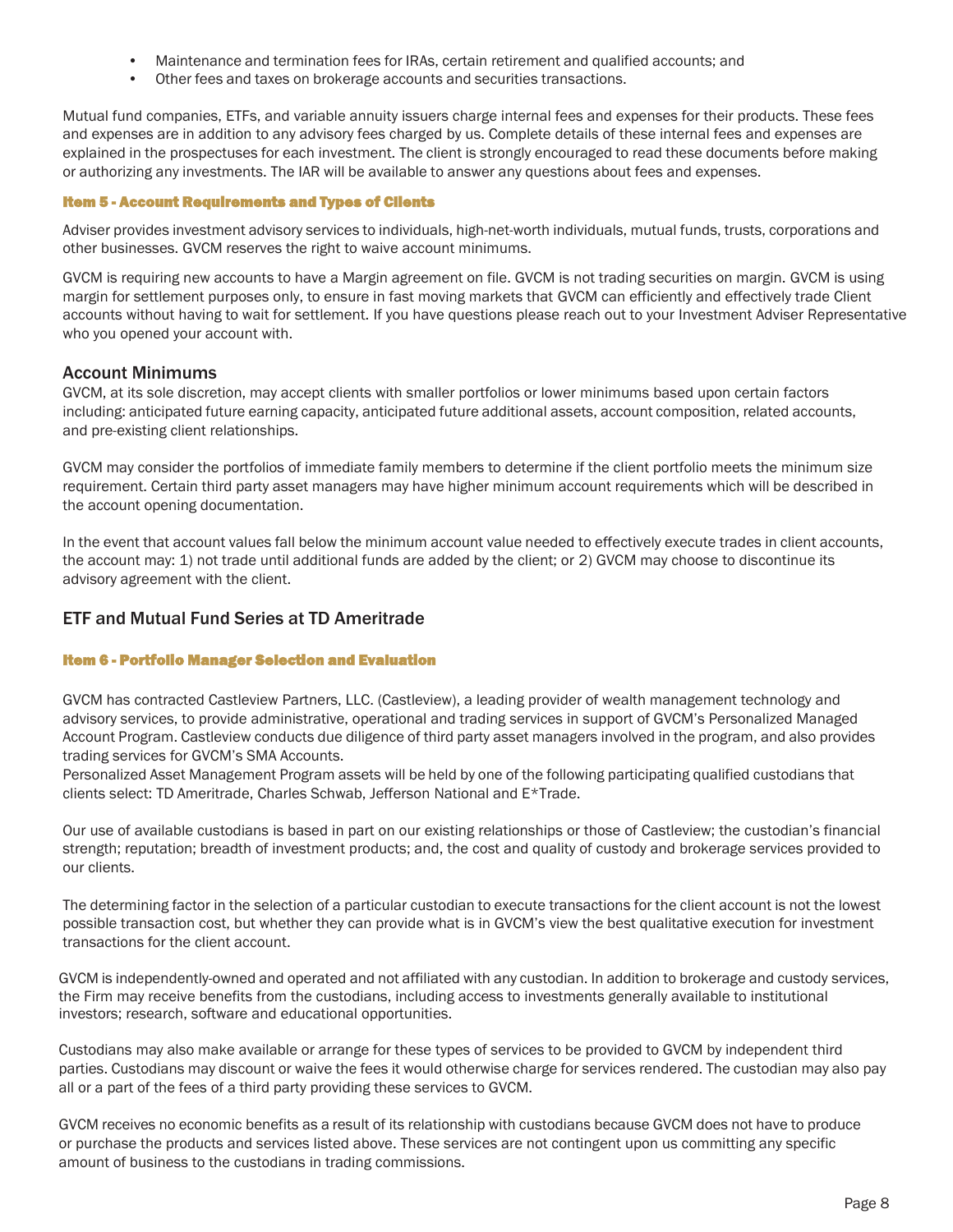- Maintenance and termination fees for IRAs, certain retirement and qualified accounts; and
- Other fees and taxes on brokerage accounts and securities transactions.

Mutual fund companies, ETFs, and variable annuity issuers charge internal fees and expenses for their products. These fees and expenses are in addition to any advisory fees charged by us. Complete details of these internal fees and expenses are explained in the prospectuses for each investment. The client is strongly encouraged to read these documents before making or authorizing any investments. The IAR will be available to answer any questions about fees and expenses.

## Item 5 - Account Requirements and Types of Clients

Adviser provides investment advisory services to individuals, high-net-worth individuals, mutual funds, trusts, corporations and other businesses. GVCM reserves the right to waive account minimums.

GVCM is requiring new accounts to have a Margin agreement on file. GVCM is not trading securities on margin. GVCM is using margin for settlement purposes only, to ensure in fast moving markets that GVCM can efficiently and effectively trade Client accounts without having to wait for settlement. If you have questions please reach out to your Investment Adviser Representative who you opened your account with.

### Account Minimums

GVCM, at its sole discretion, may accept clients with smaller portfolios or lower minimums based upon certain factors including: anticipated future earning capacity, anticipated future additional assets, account composition, related accounts, and pre-existing client relationships.

GVCM may consider the portfolios of immediate family members to determine if the client portfolio meets the minimum size requirement. Certain third party asset managers may have higher minimum account requirements which will be described in the account opening documentation.

In the event that account values fall below the minimum account value needed to effectively execute trades in client accounts, the account may: 1) not trade until additional funds are added by the client; or 2) GVCM may choose to discontinue its advisory agreement with the client.

### ETF and Mutual Fund Series at TD Ameritrade

## Item 6 - Portfolio Manager Selection and Evaluation

GVCM has contracted Castleview Partners, LLC. (Castleview), a leading provider of wealth management technology and advisory services, to provide administrative, operational and trading services in support of GVCM's Personalized Managed Account Program. Castleview conducts due diligence of third party asset managers involved in the program, and also provides trading services for GVCM's SMA Accounts.
Personalized Asset Management Program assets will be held by one of the following participating qualified custodians that clients select: TD Ameritrade, Charles Schwab, Jefferson National and E*Trade.

Our use of available custodians is based in part on our existing relationships or those of Castleview; the custodian's financial strength; reputation; breadth of investment products; and, the cost and quality of custody and brokerage services provided to our clients.

The determining factor in the selection of a particular custodian to execute transactions for the client account is not the lowest possible transaction cost, but whether they can provide what is in GVCM's view the best qualitative execution for investment transactions for the client account.

GVCM is independently-owned and operated and not affiliated with any custodian. In addition to brokerage and custody services, the Firm may receive benefits from the custodians, including access to investments generally available to institutional investors; research, software and educational opportunities.

Custodians may also make available or arrange for these types of services to be provided to GVCM by independent third parties. Custodians may discount or waive the fees it would otherwise charge for services rendered. The custodian may also pay all or a part of the fees of a third party providing these services to GVCM.

GVCM receives no economic benefits as a result of its relationship with custodians because GVCM does not have to produce or purchase the products and services listed above. These services are not contingent upon us committing any specific amount of business to the custodians in trading commissions.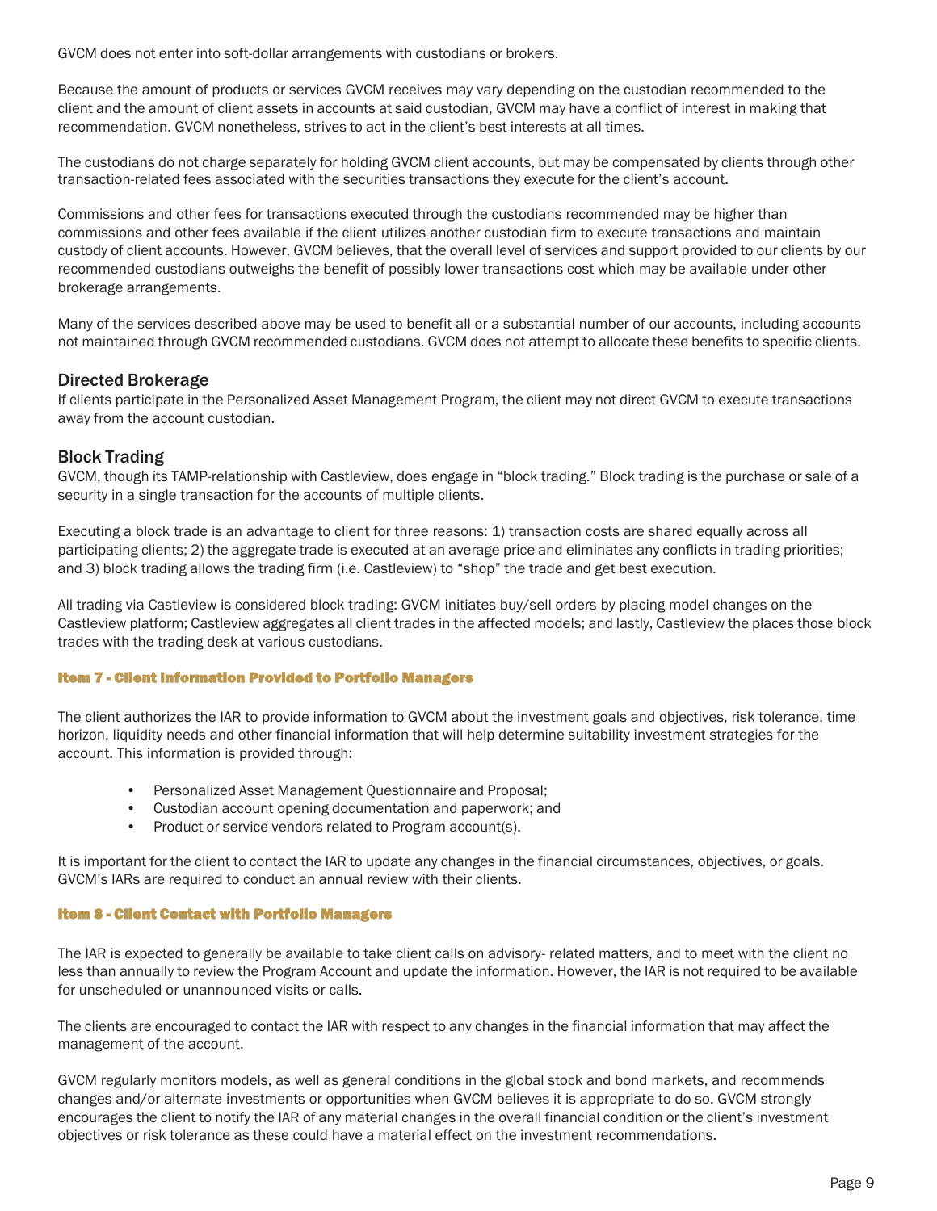GVCM does not enter into soft-dollar arrangements with custodians or brokers.

Because the amount of products or services GVCM receives may vary depending on the custodian recommended to the client and the amount of client assets in accounts at said custodian, GVCM may have a conflict of interest in making that recommendation. GVCM nonetheless, strives to act in the client's best interests at all times.

The custodians do not charge separately for holding GVCM client accounts, but may be compensated by clients through other transaction-related fees associated with the securities transactions they execute for the client's account.

Commissions and other fees for transactions executed through the custodians recommended may be higher than commissions and other fees available if the client utilizes another custodian firm to execute transactions and maintain custody of client accounts. However, GVCM believes, that the overall level of services and support provided to our clients by our recommended custodians outweighs the benefit of possibly lower transactions cost which may be available under other brokerage arrangements.

Many of the services described above may be used to benefit all or a substantial number of our accounts, including accounts not maintained through GVCM recommended custodians. GVCM does not attempt to allocate these benefits to specific clients.

### Directed Brokerage

If clients participate in the Personalized Asset Management Program, the client may not direct GVCM to execute transactions away from the account custodian.

### Block Trading

GVCM, though its TAMP-relationship with Castleview, does engage in "block trading." Block trading is the purchase or sale of a security in a single transaction for the accounts of multiple clients.

Executing a block trade is an advantage to client for three reasons: 1) transaction costs are shared equally across all participating clients; 2) the aggregate trade is executed at an average price and eliminates any conflicts in trading priorities; and 3) block trading allows the trading firm (i.e. Castleview) to "shop" the trade and get best execution.

All trading via Castleview is considered block trading: GVCM initiates buy/sell orders by placing model changes on the Castleview platform; Castleview aggregates all client trades in the affected models; and lastly, Castleview the places those block trades with the trading desk at various custodians.

## Item 7 - Client Information Provided to Portfolio Managers

The client authorizes the IAR to provide information to GVCM about the investment goals and objectives, risk tolerance, time horizon, liquidity needs and other financial information that will help determine suitability investment strategies for the account. This information is provided through:

- Personalized Asset Management Questionnaire and Proposal;
- Custodian account opening documentation and paperwork; and
- Product or service vendors related to Program account(s).

It is important for the client to contact the IAR to update any changes in the financial circumstances, objectives, or goals. GVCM's IARs are required to conduct an annual review with their clients.

## Item 8 - Client Contact with Portfolio Managers

The IAR is expected to generally be available to take client calls on advisory- related matters, and to meet with the client no less than annually to review the Program Account and update the information. However, the IAR is not required to be available for unscheduled or unannounced visits or calls.

The clients are encouraged to contact the IAR with respect to any changes in the financial information that may affect the management of the account.

GVCM regularly monitors models, as well as general conditions in the global stock and bond markets, and recommends changes and/or alternate investments or opportunities when GVCM believes it is appropriate to do so. GVCM strongly encourages the client to notify the IAR of any material changes in the overall financial condition or the client's investment objectives or risk tolerance as these could have a material effect on the investment recommendations.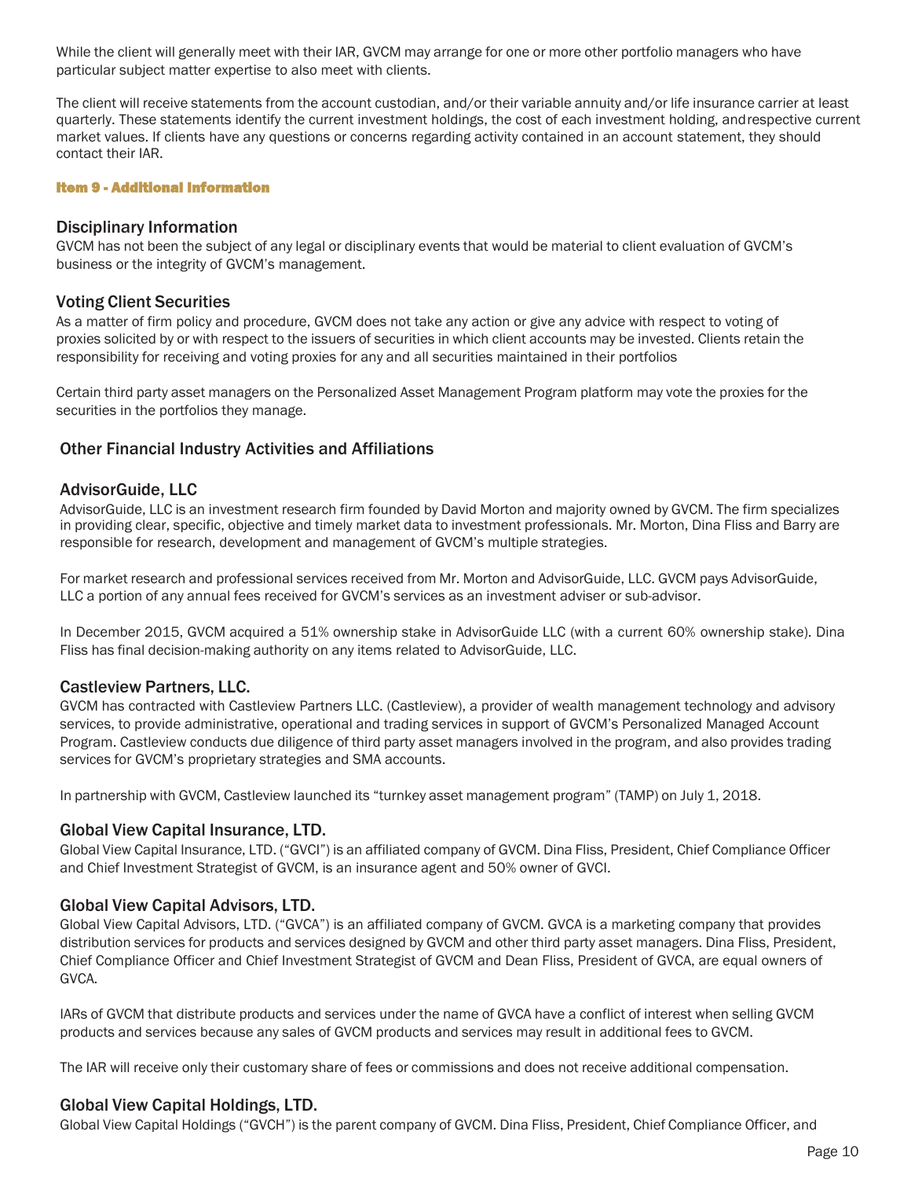While the client will generally meet with their IAR, GVCM may arrange for one or more other portfolio managers who have particular subject matter expertise to also meet with clients.

The client will receive statements from the account custodian, and/or their variable annuity and/or life insurance carrier at least quarterly. These statements identify the current investment holdings, the cost of each investment holding, andrespective current market values. If clients have any questions or concerns regarding activity contained in an account statement, they should contact their IAR.

## Item 9 - Additional Information

### Disciplinary Information

GVCM has not been the subject of any legal or disciplinary events that would be material to client evaluation of GVCM's business or the integrity of GVCM's management.

### Voting Client Securities

As a matter of firm policy and procedure, GVCM does not take any action or give any advice with respect to voting of proxies solicited by or with respect to the issuers of securities in which client accounts may be invested. Clients retain the responsibility for receiving and voting proxies for any and all securities maintained in their portfolios

Certain third party asset managers on the Personalized Asset Management Program platform may vote the proxies for the securities in the portfolios they manage.

### Other Financial Industry Activities and Affiliations

#### AdvisorGuide, LLC

AdvisorGuide, LLC is an investment research firm founded by David Morton and majority owned by GVCM. The firm specializes in providing clear, specific, objective and timely market data to investment professionals. Mr. Morton, Dina Fliss and Barry are responsible for research, development and management of GVCM's multiple strategies.

For market research and professional services received from Mr. Morton and AdvisorGuide, LLC. GVCM pays AdvisorGuide, LLC a portion of any annual fees received for GVCM's services as an investment adviser or sub-advisor.

In December 2015, GVCM acquired a 51% ownership stake in AdvisorGuide LLC (with a current 60% ownership stake). Dina Fliss has final decision-making authority on any items related to AdvisorGuide, LLC.

#### Castleview Partners, LLC.

GVCM has contracted with Castleview Partners LLC. (Castleview), a provider of wealth management technology and advisory services, to provide administrative, operational and trading services in support of GVCM's Personalized Managed Account Program. Castleview conducts due diligence of third party asset managers involved in the program, and also provides trading services for GVCM's proprietary strategies and SMA accounts.

In partnership with GVCM, Castleview launched its "turnkey asset management program" (TAMP) on July 1, 2018.

#### Global View Capital Insurance, LTD.

Global View Capital Insurance, LTD. ("GVCI") is an affiliated company of GVCM. Dina Fliss, President, Chief Compliance Officer and Chief Investment Strategist of GVCM, is an insurance agent and 50% owner of GVCI.

#### Global View Capital Advisors, LTD.

Global View Capital Advisors, LTD. ("GVCA") is an affiliated company of GVCM. GVCA is a marketing company that provides distribution services for products and services designed by GVCM and other third party asset managers. Dina Fliss, President, Chief Compliance Officer and Chief Investment Strategist of GVCM and Dean Fliss, President of GVCA, are equal owners of GVCA.

IARs of GVCM that distribute products and services under the name of GVCA have a conflict of interest when selling GVCM products and services because any sales of GVCM products and services may result in additional fees to GVCM.

The IAR will receive only their customary share of fees or commissions and does not receive additional compensation.

#### Global View Capital Holdings, LTD.

Global View Capital Holdings ("GVCH") is the parent company of GVCM. Dina Fliss, President, Chief Compliance Officer, and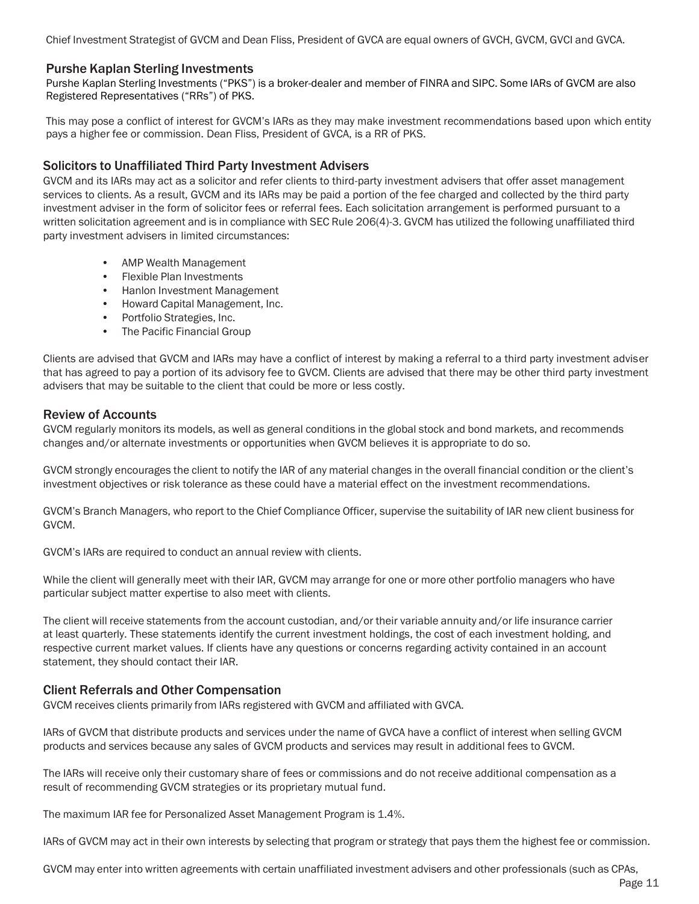Chief Investment Strategist of GVCM and Dean Fliss, President of GVCA are equal owners of GVCH, GVCM, GVCI and GVCA.

### Purshe Kaplan Sterling Investments

Purshe Kaplan Sterling Investments ("PKS") is a broker-dealer and member of FINRA and SIPC. Some IARs of GVCM are also Registered Representatives ("RRs") of PKS.

This may pose a conflict of interest for GVCM's IARs as they may make investment recommendations based upon which entity pays a higher fee or commission. Dean Fliss, President of GVCA, is a RR of PKS.

### Solicitors to Unaffiliated Third Party Investment Advisers

GVCM and its IARs may act as a solicitor and refer clients to third-party investment advisers that offer asset management services to clients. As a result, GVCM and its IARs may be paid a portion of the fee charged and collected by the third party investment adviser in the form of solicitor fees or referral fees. Each solicitation arrangement is performed pursuant to a written solicitation agreement and is in compliance with SEC Rule 206(4)-3. GVCM has utilized the following unaffiliated third party investment advisers in limited circumstances:

- AMP Wealth Management
- Flexible Plan Investments
- Hanlon Investment Management
- Howard Capital Management, Inc.
- Portfolio Strategies, Inc.
- The Pacific Financial Group

Clients are advised that GVCM and IARs may have a conflict of interest by making a referral to a third party investment adviser that has agreed to pay a portion of its advisory fee to GVCM. Clients are advised that there may be other third party investment advisers that may be suitable to the client that could be more or less costly.

### Review of Accounts

GVCM regularly monitors its models, as well as general conditions in the global stock and bond markets, and recommends changes and/or alternate investments or opportunities when GVCM believes it is appropriate to do so.

GVCM strongly encourages the client to notify the IAR of any material changes in the overall financial condition or the client's investment objectives or risk tolerance as these could have a material effect on the investment recommendations.

GVCM's Branch Managers, who report to the Chief Compliance Officer, supervise the suitability of IAR new client business for GVCM.

GVCM's IARs are required to conduct an annual review with clients.

While the client will generally meet with their IAR, GVCM may arrange for one or more other portfolio managers who have particular subject matter expertise to also meet with clients.

The client will receive statements from the account custodian, and/or their variable annuity and/or life insurance carrier at least quarterly. These statements identify the current investment holdings, the cost of each investment holding, and respective current market values. If clients have any questions or concerns regarding activity contained in an account statement, they should contact their IAR.

### Client Referrals and Other Compensation

GVCM receives clients primarily from IARs registered with GVCM and affiliated with GVCA.

IARs of GVCM that distribute products and services under the name of GVCA have a conflict of interest when selling GVCM products and services because any sales of GVCM products and services may result in additional fees to GVCM.

The IARs will receive only their customary share of fees or commissions and do not receive additional compensation as a result of recommending GVCM strategies or its proprietary mutual fund.

The maximum IAR fee for Personalized Asset Management Program is 1.4%.

IARs of GVCM may act in their own interests by selecting that program or strategy that pays them the highest fee or commission.

GVCM may enter into written agreements with certain unaffiliated investment advisers and other professionals (such as CPAs,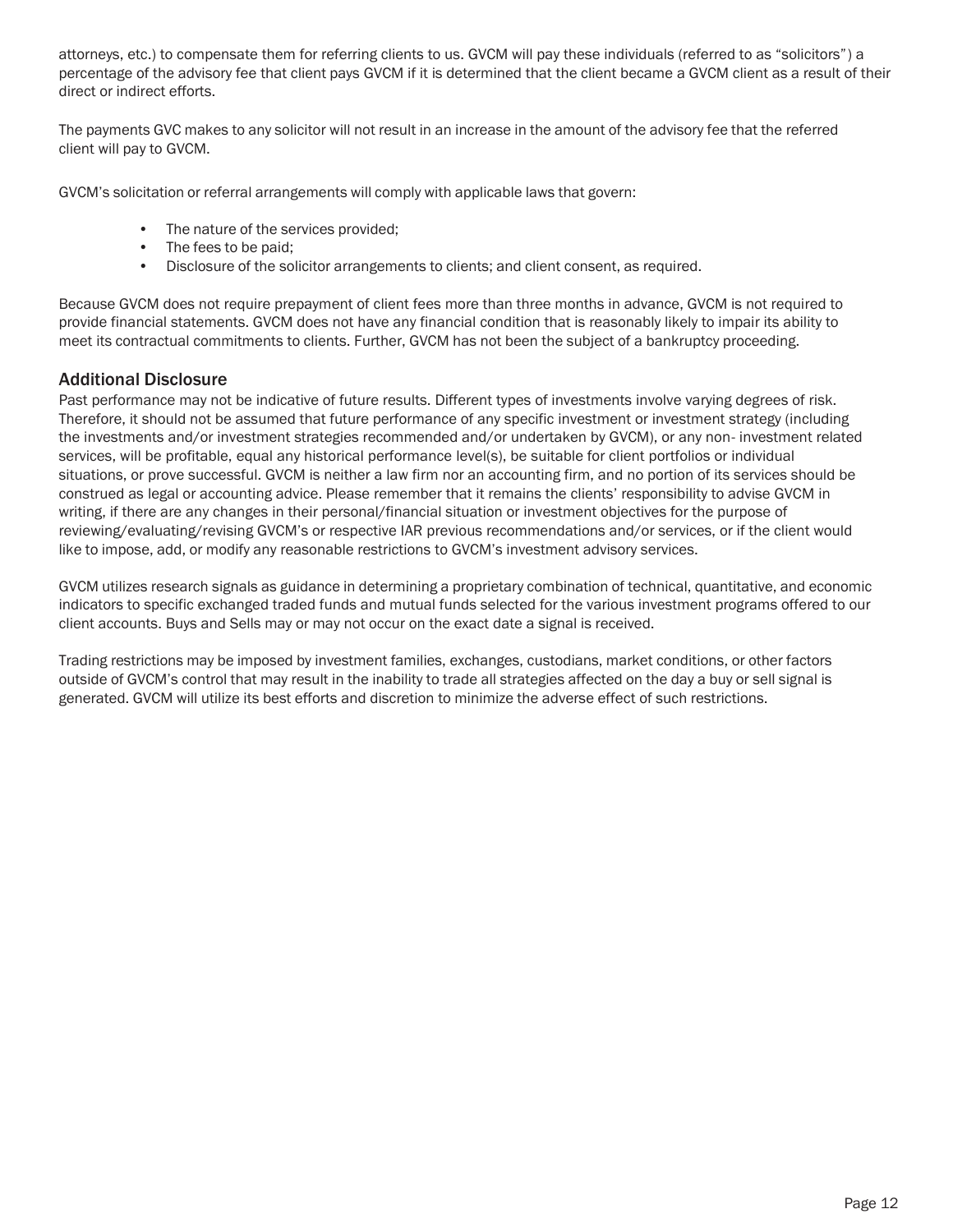attorneys, etc.) to compensate them for referring clients to us. GVCM will pay these individuals (referred to as "solicitors") a percentage of the advisory fee that client pays GVCM if it is determined that the client became a GVCM client as a result of their direct or indirect efforts.

The payments GVC makes to any solicitor will not result in an increase in the amount of the advisory fee that the referred client will pay to GVCM.

GVCM's solicitation or referral arrangements will comply with applicable laws that govern:

- The nature of the services provided;
- The fees to be paid;
- Disclosure of the solicitor arrangements to clients; and client consent, as required.

Because GVCM does not require prepayment of client fees more than three months in advance, GVCM is not required to provide financial statements. GVCM does not have any financial condition that is reasonably likely to impair its ability to meet its contractual commitments to clients. Further, GVCM has not been the subject of a bankruptcy proceeding.

## Additional Disclosure

Past performance may not be indicative of future results. Different types of investments involve varying degrees of risk. Therefore, it should not be assumed that future performance of any specific investment or investment strategy (including the investments and/or investment strategies recommended and/or undertaken by GVCM), or any non- investment related services, will be profitable, equal any historical performance level(s), be suitable for client portfolios or individual situations, or prove successful. GVCM is neither a law firm nor an accounting firm, and no portion of its services should be construed as legal or accounting advice. Please remember that it remains the clients' responsibility to advise GVCM in writing, if there are any changes in their personal/financial situation or investment objectives for the purpose of reviewing/evaluating/revising GVCM's or respective IAR previous recommendations and/or services, or if the client would like to impose, add, or modify any reasonable restrictions to GVCM's investment advisory services.

GVCM utilizes research signals as guidance in determining a proprietary combination of technical, quantitative, and economic indicators to specific exchanged traded funds and mutual funds selected for the various investment programs offered to our client accounts. Buys and Sells may or may not occur on the exact date a signal is received.

Trading restrictions may be imposed by investment families, exchanges, custodians, market conditions, or other factors outside of GVCM's control that may result in the inability to trade all strategies affected on the day a buy or sell signal is generated. GVCM will utilize its best efforts and discretion to minimize the adverse effect of such restrictions.